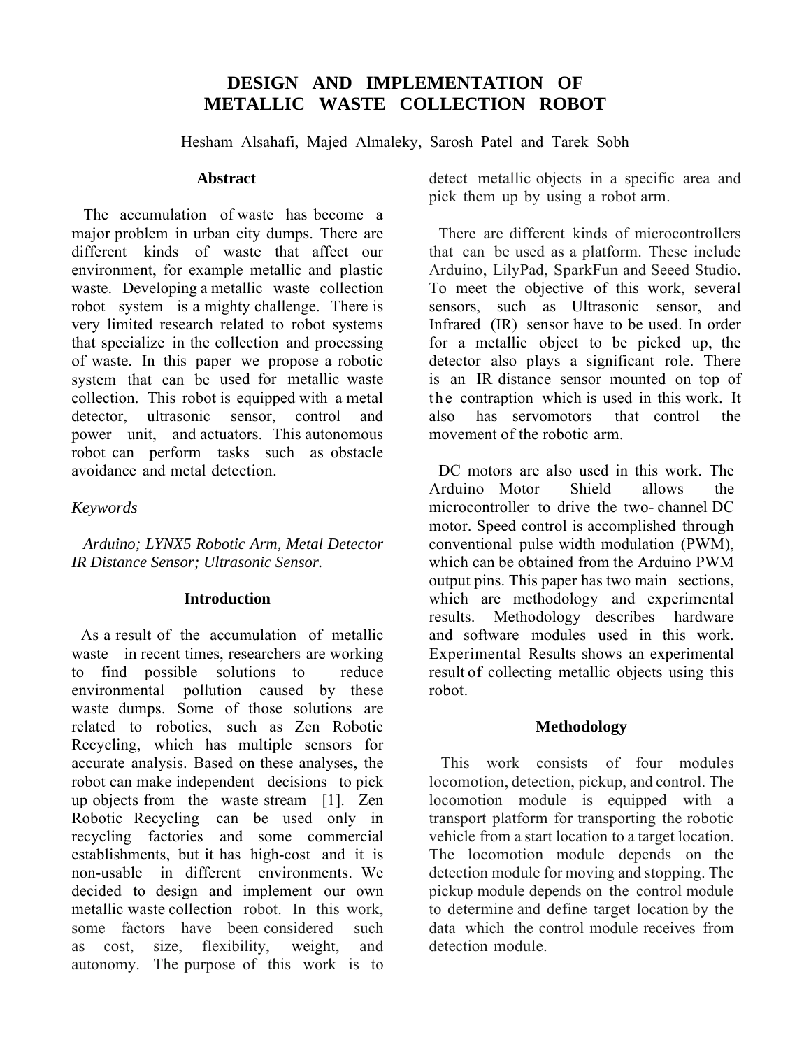# DESIGN AND IMPLEMENTATION OF METALLIC WASTE COLLECTION ROBOT

Hesham Alsahafi, Majed Almaleky, Sarosh Patel and Tarek Sobh

## Abstract

The accumulation of waste has become a major problem in urban city dumps. There are different kinds of waste that affect our environment, for example metallic and plastic waste. Developing a metallic waste collection robot system is a mighty challenge. There is very limited research related to robot systems that specialize in the collection and processing of waste. In this paper we propose a robotic system that can be used for metallic waste collection. This robot is equipped with a metal detector, ultrasonic sensor, control and power unit, and actuators. This autonomous robot can perform tasks such as obstacle avoidance and metal detection.

*Keywords*

*Arduino; LYNX5 Robotic Arm, Metal Detector IR Distance Sensor; Ultrasonic Sensor.*

## Introduction

As a result of the accumulation of metallic waste in recent times, researchers are working to find possible solutions to reduce environmental pollution caused by these waste dumps. Some of those solutions are related to robotics, such as Zen Robotic Recycling, which has multiple sensors for accurate analysis. Based on these analyses, the robot can make independent decisions to pick up objects from the waste stream [1]. Zen Robotic Recycling can be used only in recycling factories and some commercial establishments, but it has high-cost and it is non-usable in different environments. We decided to design and implement our own metallic waste collection robot. In this work, some factors have been considered such as cost, size, flexibility, weight, and autonomy. The purpose of this work is to detect metallic objects in a specific area and pick them up by using a robot arm.

There are different kinds of microcontrollers that can be used as a platform. These include Arduino, LilyPad, SparkFun and Seeed Studio. To meet the objective of this work, several sensors, such as Ultrasonic sensor, and Infrared (IR) sensor have to be used. In order for a metallic object to be picked up, the detector also plays a significant role. There is an IR distance sensor mounted on top of the contraption which is used in this work. It also has servomotors that control the movement of the robotic arm.

DC motors are also used in this work. The Arduino Motor Shield allows the microcontroller to drive the two- channel DC motor. Speed control is accomplished through conventional pulse width modulation (PWM), which can be obtained from the Arduino PWM output pins. This paper has two main sections, which are methodology and experimental results. Methodology describes hardware and software modules used in this work. Experimental Results shows an experimental result of collecting metallic objects using this robot.

## Methodology

This work consists of four modules locomotion, detection, pickup, and control. The locomotion module is equipped with a transport platform for transporting the robotic vehicle from a start location to a target location. The locomotion module depends on the detection module for moving and stopping. The pickup module depends on the control module to determine and define target location by the data which the control module receives from detection module.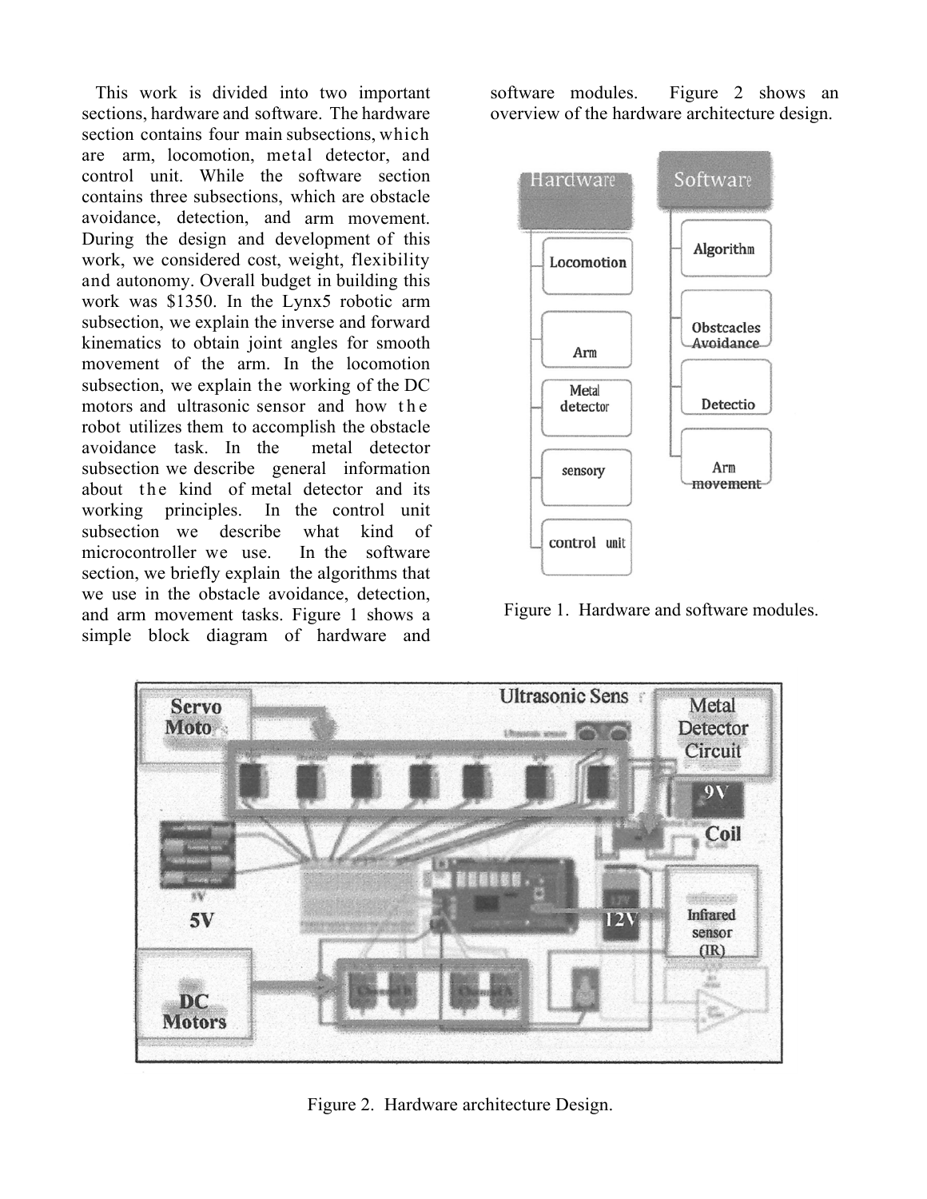This work is divided into two important sections, hardware and software. The hardware section contains four main subsections, which are arm, locomotion, metal detector, and control unit. While the software section contains three subsections, which are obstacle avoidance, detection, and arm movement. During the design and development of this work, we considered cost, weight, flexibility and autonomy. Overall budget in building this work was $1350. In the Lynx5 robotic arm subsection, we explain the inverse and forward kinematics to obtain joint angles for smooth movement of the arm. In the locomotion subsection, we explain the working of the DC motors and ultrasonic sensor and how the robot utilizes them to accomplish the obstacle avoidance task. In the metal detector subsection we describe general information about the kind of metal detector and its working principles. In the control unit subsection we describe what kind of microcontroller we use. In the software section, we briefly explain the algorithms that we use in the obstacle avoidance, detection, and arm movement tasks. Figure 1 shows a simple block diagram of hardware and software modules. Figure 2 shows an overview of the hardware architecture design.

Figure 1. Hardware and software modules.

Figure 2. Hardware architecture Design.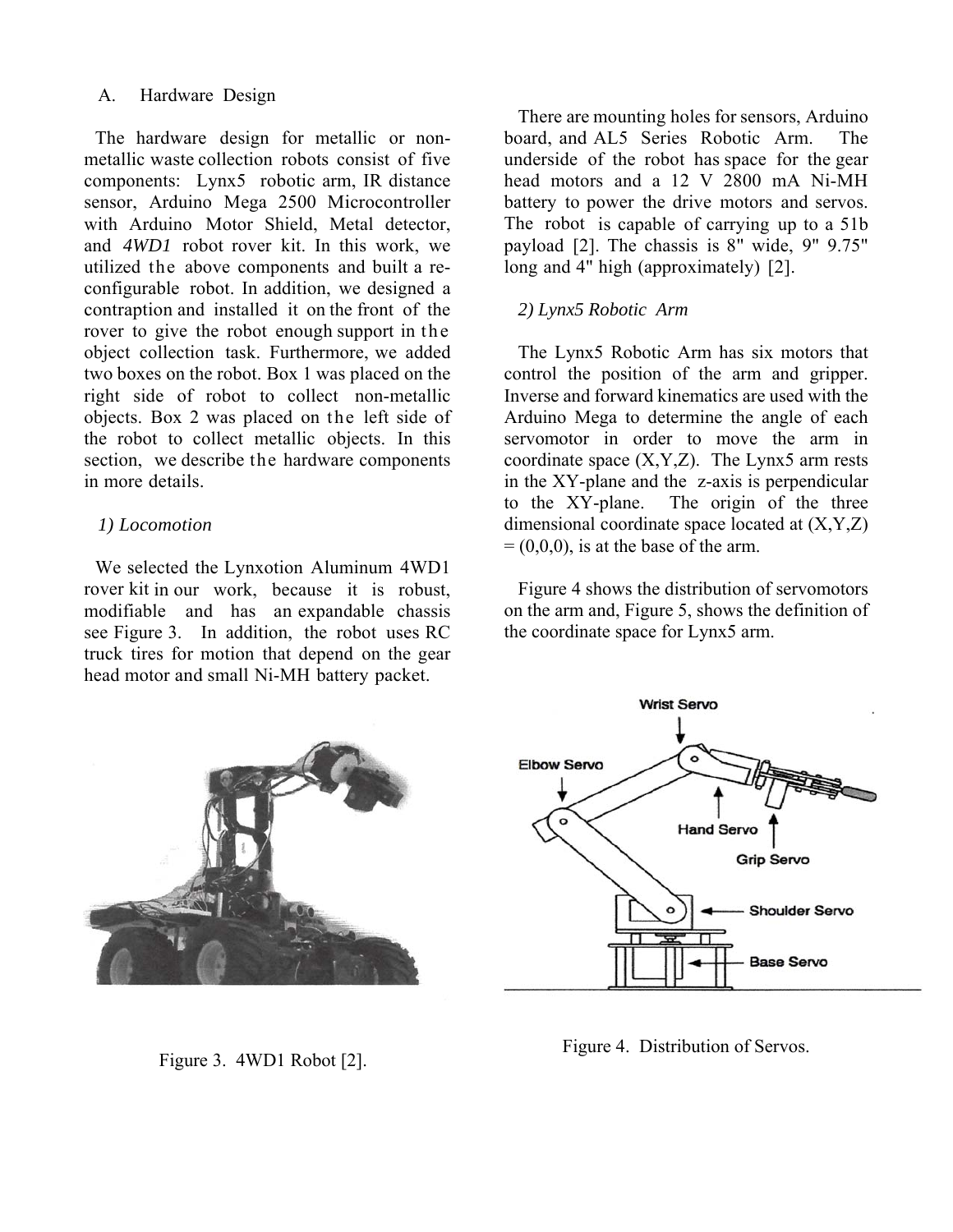### A. Hardware Design

The hardware design for metallic or non-metallic waste collection robots consist of five components: Lynx5 robotic arm, IR distance sensor, Arduino Mega 2500 Microcontroller with Arduino Motor Shield, Metal detector, and *4WD1* robot rover kit. In this work, we utilized the above components and built a re-configurable robot. In addition, we designed a contraption and installed it on the front of the rover to give the robot enough support in the object collection task. Furthermore, we added two boxes on the robot. Box 1 was placed on the right side of robot to collect non-metallic objects. Box 2 was placed on the left side of the robot to collect metallic objects. In this section, we describe the hardware components in more details.

#### *1) Locomotion*

We selected the Lynxotion Aluminum 4WD1 rover kit in our work, because it is robust, modifiable and has an expandable chassis see Figure 3. In addition, the robot uses RC truck tires for motion that depend on the gear head motor and small Ni-MH battery packet.

There are mounting holes for sensors, Arduino board, and AL5 Series Robotic Arm. The underside of the robot has space for the gear head motors and a 12 V 2800 mA Ni-MH battery to power the drive motors and servos. The robot is capable of carrying up to a 5lb payload [2]. The chassis is 8" wide, 9" 9.75" long and 4" high (approximately) [2].

#### *2) Lynx5 Robotic Arm*

The Lynx5 Robotic Arm has six motors that control the position of the arm and gripper. Inverse and forward kinematics are used with the Arduino Mega to determine the angle of each servomotor in order to move the arm in coordinate space (X,Y,Z). The Lynx5 arm rests in the XY-plane and the z-axis is perpendicular to the XY-plane. The origin of the three dimensional coordinate space located at (X,Y,Z) = (0,0,0), is at the base of the arm.

Figure 4 shows the distribution of servomotors on the arm and, Figure 5, shows the definition of the coordinate space for Lynx5 arm.

Figure 3. 4WD1 Robot [2].

Figure 4. Distribution of Servos.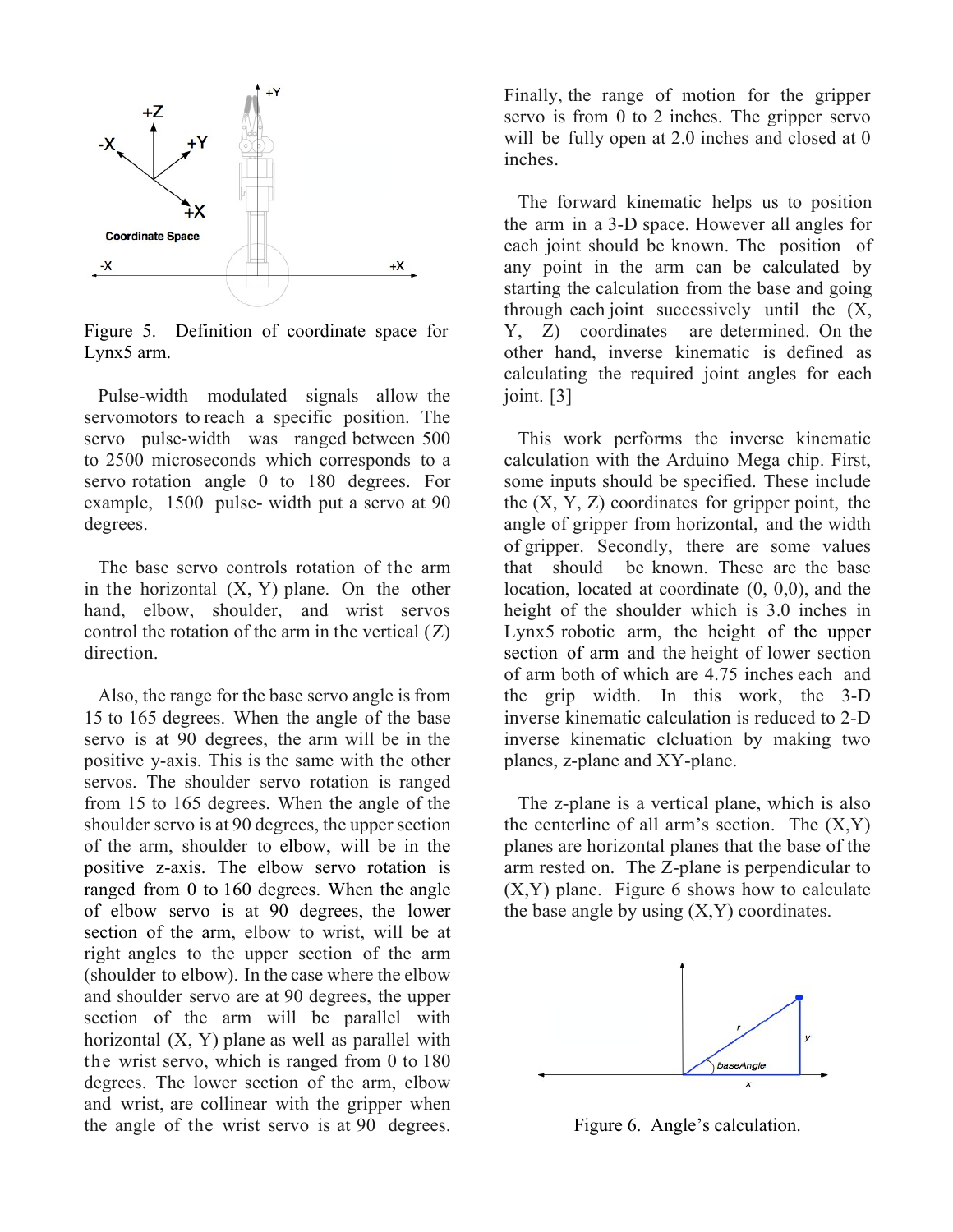Figure 5. Definition of coordinate space for Lynx5 arm.

Pulse-width modulated signals allow the servomotors to reach a specific position. The servo pulse-width was ranged between 500 to 2500 microseconds which corresponds to a servo rotation angle 0 to 180 degrees. For example, 1500 pulse- width put a servo at 90 degrees.

The base servo controls rotation of the arm in the horizontal (X, Y) plane. On the other hand, elbow, shoulder, and wrist servos control the rotation of the arm in the vertical (Z) direction.

Also, the range for the base servo angle is from 15 to 165 degrees. When the angle of the base servo is at 90 degrees, the arm will be in the positive y-axis. This is the same with the other servos. The shoulder servo rotation is ranged from 15 to 165 degrees. When the angle of the shoulder servo is at 90 degrees, the upper section of the arm, shoulder to elbow, will be in the positive z-axis. The elbow servo rotation is ranged from 0 to 160 degrees. When the angle of elbow servo is at 90 degrees, the lower section of the arm, elbow to wrist, will be at right angles to the upper section of the arm (shoulder to elbow). In the case where the elbow and shoulder servo are at 90 degrees, the upper section of the arm will be parallel with horizontal (X, Y) plane as well as parallel with the wrist servo, which is ranged from 0 to 180 degrees. The lower section of the arm, elbow and wrist, are collinear with the gripper when the angle of the wrist servo is at 90 degrees. Finally, the range of motion for the gripper servo is from 0 to 2 inches. The gripper servo will be fully open at 2.0 inches and closed at 0 inches.

The forward kinematic helps us to position the arm in a 3-D space. However all angles for each joint should be known. The position of any point in the arm can be calculated by starting the calculation from the base and going through each joint successively until the (X, Y, Z) coordinates are determined. On the other hand, inverse kinematic is defined as calculating the required joint angles for each joint. [3]

This work performs the inverse kinematic calculation with the Arduino Mega chip. First, some inputs should be specified. These include the (X, Y, Z) coordinates for gripper point, the angle of gripper from horizontal, and the width of gripper. Secondly, there are some values that should be known. These are the base location, located at coordinate (0, 0,0), and the height of the shoulder which is 3.0 inches in Lynx5 robotic arm, the height of the upper section of arm and the height of lower section of arm both of which are 4.75 inches each and the grip width. In this work, the 3-D inverse kinematic calculation is reduced to 2-D inverse kinematic clcluation by making two planes, z-plane and XY-plane.

The z-plane is a vertical plane, which is also the centerline of all arm's section. The (X,Y) planes are horizontal planes that the base of the arm rested on. The Z-plane is perpendicular to (X,Y) plane. Figure 6 shows how to calculate the base angle by using (X,Y) coordinates.

Figure 6. Angle's calculation.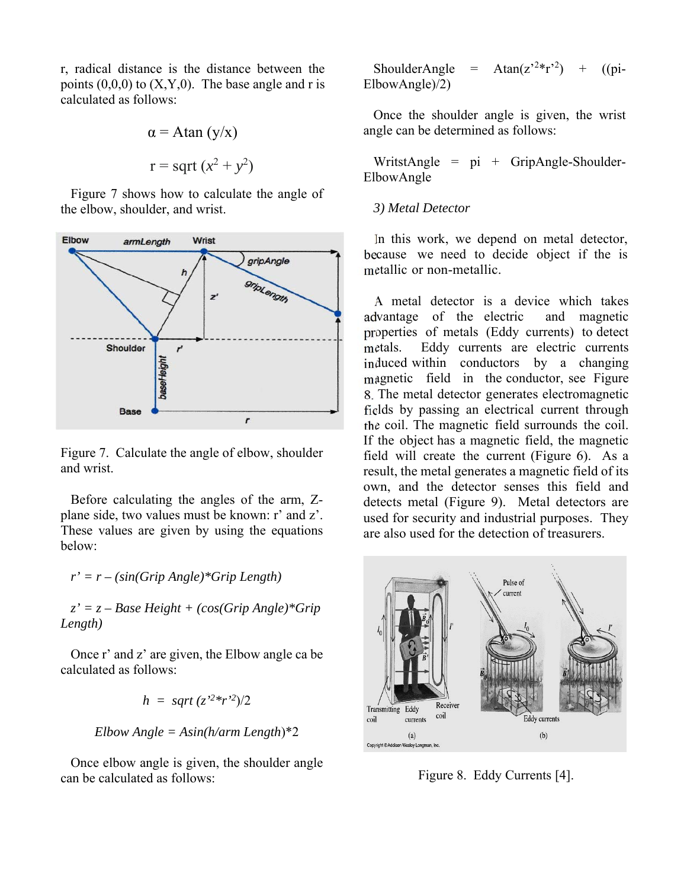r, radical distance is the distance between the points (0,0,0) to (X,Y,0). The base angle and r is calculated as follows:

$$\alpha = \text{Atan}(y/x)$$

$$r = \text{sqrt}(x^2 + y^2)$$

Figure 7 shows how to calculate the angle of the elbow, shoulder, and wrist.

Figure 7. Calculate the angle of elbow, shoulder and wrist.

Before calculating the angles of the arm, Z-plane side, two values must be known: r' and z'. These values are given by using the equations below:

$$r' = r - (\sin(\text{Grip Angle}) * \text{Grip Length})$$

$$z' = z - \text{Base Height} + (\cos(\text{Grip Angle}) * \text{Grip Length})$$

Once r' and z' are given, the Elbow angle ca be calculated as follows:

$$h = \text{sqrt}(z'^2 * r'^2)/2$$

$$\text{Elbow Angle} = \text{Asin}(h/\text{arm Length}) * 2$$

Once elbow angle is given, the shoulder angle can be calculated as follows:

$$\text{ShoulderAngle} = \text{Atan}(z'^2 * r'^2) + ((\text{pi} - \text{ElbowAngle})/2)$$

Once the shoulder angle is given, the wrist angle can be determined as follows:

$$\text{WritstAngle} = \text{pi} + \text{GripAngle} - \text{Shoulder} - \text{ElbowAngle}$$

*3) Metal Detector*

In this work, we depend on metal detector, because we need to decide object if the is metallic or non-metallic.

A metal detector is a device which takes advantage of the electric and magnetic properties of metals (Eddy currents) to detect metals. Eddy currents are electric currents induced within conductors by a changing magnetic field in the conductor, see Figure 8. The metal detector generates electromagnetic fields by passing an electrical current through the coil. The magnetic field surrounds the coil. If the object has a magnetic field, the magnetic field will create the current (Figure 6). As a result, the metal generates a magnetic field of its own, and the detector senses this field and detects metal (Figure 9). Metal detectors are used for security and industrial purposes. They are also used for the detection of treasurers.

Figure 8. Eddy Currents [4].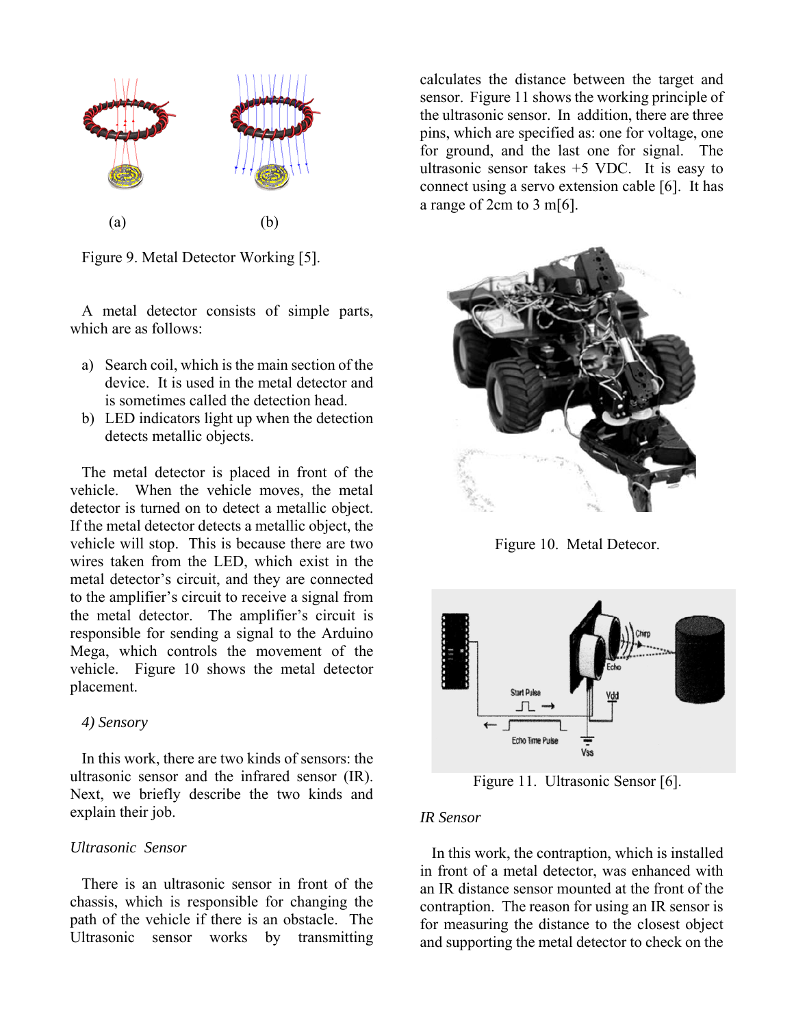(a) (b)

Figure 9. Metal Detector Working [5].

A metal detector consists of simple parts, which are as follows:

a) Search coil, which is the main section of the device. It is used in the metal detector and is sometimes called the detection head.
b) LED indicators light up when the detection detects metallic objects.

The metal detector is placed in front of the vehicle. When the vehicle moves, the metal detector is turned on to detect a metallic object. If the metal detector detects a metallic object, the vehicle will stop. This is because there are two wires taken from the LED, which exist in the metal detector's circuit, and they are connected to the amplifier's circuit to receive a signal from the metal detector. The amplifier's circuit is responsible for sending a signal to the Arduino Mega, which controls the movement of the vehicle. Figure 10 shows the metal detector placement.

*4) Sensory*

In this work, there are two kinds of sensors: the ultrasonic sensor and the infrared sensor (IR). Next, we briefly describe the two kinds and explain their job.

*Ultrasonic Sensor*

There is an ultrasonic sensor in front of the chassis, which is responsible for changing the path of the vehicle if there is an obstacle. The Ultrasonic sensor works by transmitting calculates the distance between the target and sensor. Figure 11 shows the working principle of the ultrasonic sensor. In addition, there are three pins, which are specified as: one for voltage, one for ground, and the last one for signal. The ultrasonic sensor takes +5 VDC. It is easy to connect using a servo extension cable [6]. It has a range of 2cm to 3 m[6].

Figure 10. Metal Detecor.

Figure 11. Ultrasonic Sensor [6].

*IR Sensor*

In this work, the contraption, which is installed in front of a metal detector, was enhanced with an IR distance sensor mounted at the front of the contraption. The reason for using an IR sensor is for measuring the distance to the closest object and supporting the metal detector to check on the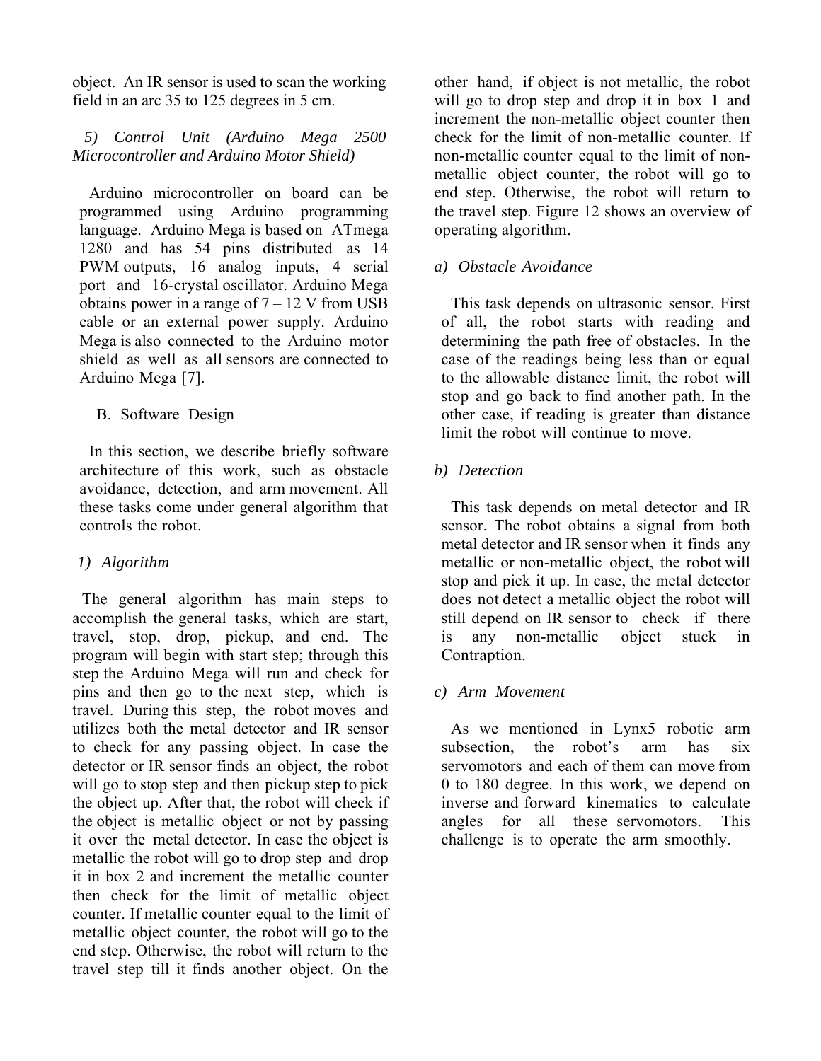object. An IR sensor is used to scan the working field in an arc 35 to 125 degrees in 5 cm.

*5) Control Unit (Arduino Mega 2500 Microcontroller and Arduino Motor Shield)*

Arduino microcontroller on board can be programmed using Arduino programming language. Arduino Mega is based on ATmega 1280 and has 54 pins distributed as 14 PWM outputs, 16 analog inputs, 4 serial port and 16-crystal oscillator. Arduino Mega obtains power in a range of 7 – 12 V from USB cable or an external power supply. Arduino Mega is also connected to the Arduino motor shield as well as all sensors are connected to Arduino Mega [7].

## B. Software Design

In this section, we describe briefly software architecture of this work, such as obstacle avoidance, detection, and arm movement. All these tasks come under general algorithm that controls the robot.

### *1) Algorithm*

The general algorithm has main steps to accomplish the general tasks, which are start, travel, stop, drop, pickup, and end. The program will begin with start step; through this step the Arduino Mega will run and check for pins and then go to the next step, which is travel. During this step, the robot moves and utilizes both the metal detector and IR sensor to check for any passing object. In case the detector or IR sensor finds an object, the robot will go to stop step and then pickup step to pick the object up. After that, the robot will check if the object is metallic object or not by passing it over the metal detector. In case the object is metallic the robot will go to drop step and drop it in box 2 and increment the metallic counter then check for the limit of metallic object counter. If metallic counter equal to the limit of metallic object counter, the robot will go to the end step. Otherwise, the robot will return to the travel step till it finds another object. On the other hand, if object is not metallic, the robot will go to drop step and drop it in box 1 and increment the non-metallic object counter then check for the limit of non-metallic counter. If non-metallic counter equal to the limit of non-metallic object counter, the robot will go to end step. Otherwise, the robot will return to the travel step. Figure 12 shows an overview of operating algorithm.

#### *a) Obstacle Avoidance*

This task depends on ultrasonic sensor. First of all, the robot starts with reading and determining the path free of obstacles. In the case of the readings being less than or equal to the allowable distance limit, the robot will stop and go back to find another path. In the other case, if reading is greater than distance limit the robot will continue to move.

#### *b) Detection*

This task depends on metal detector and IR sensor. The robot obtains a signal from both metal detector and IR sensor when it finds any metallic or non-metallic object, the robot will stop and pick it up. In case, the metal detector does not detect a metallic object the robot will still depend on IR sensor to check if there is any non-metallic object stuck in Contraption.

#### *c) Arm Movement*

As we mentioned in Lynx5 robotic arm subsection, the robot's arm has six servomotors and each of them can move from 0 to 180 degree. In this work, we depend on inverse and forward kinematics to calculate angles for all these servomotors. This challenge is to operate the arm smoothly.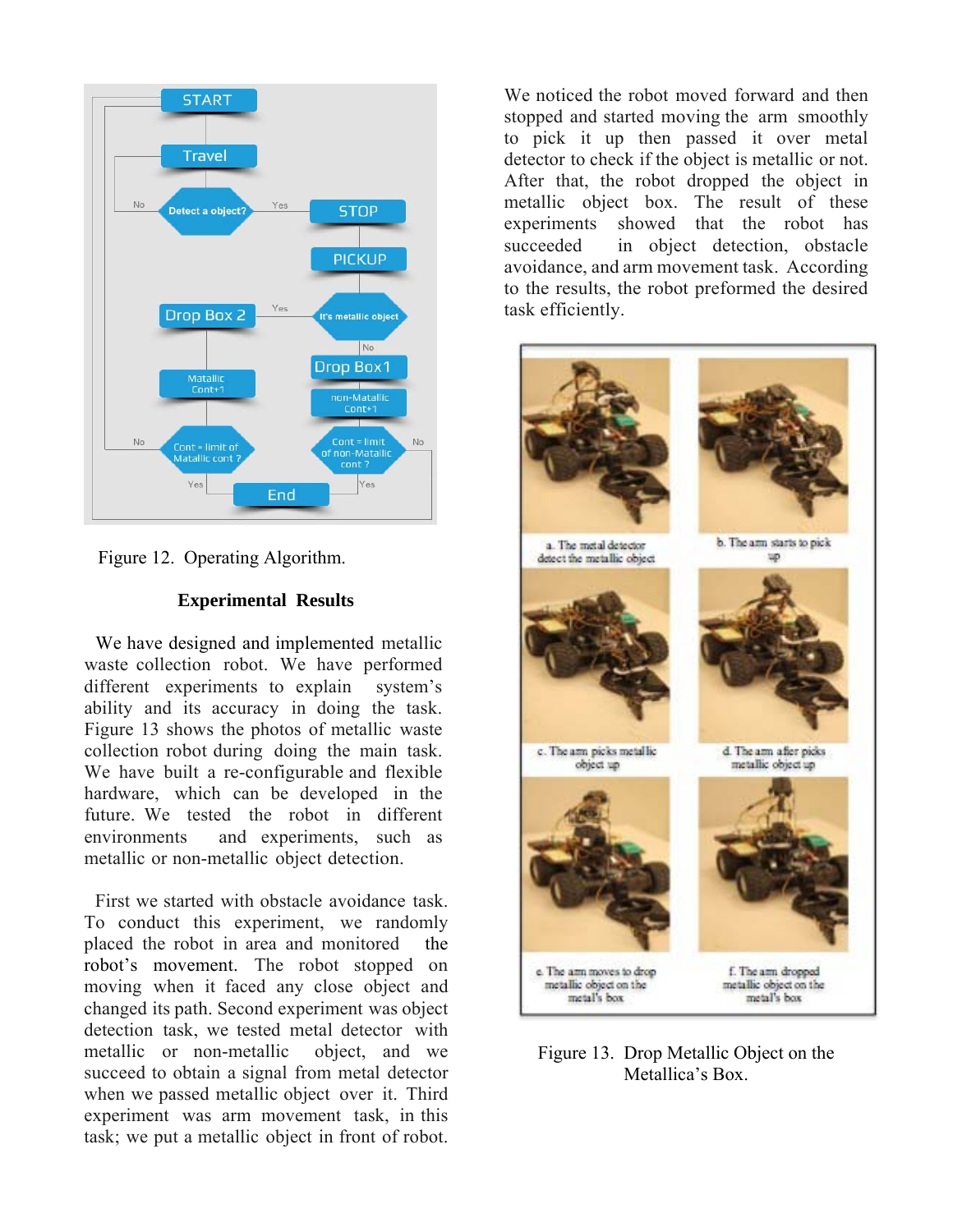Figure 12. Operating Algorithm.

### Experimental Results

We have designed and implemented metallic waste collection robot. We have performed different experiments to explain system's ability and its accuracy in doing the task. Figure 13 shows the photos of metallic waste collection robot during doing the main task. We have built a re-configurable and flexible hardware, which can be developed in the future. We tested the robot in different environments and experiments, such as metallic or non-metallic object detection.

First we started with obstacle avoidance task. To conduct this experiment, we randomly placed the robot in area and monitored the robot's movement. The robot stopped on moving when it faced any close object and changed its path. Second experiment was object detection task, we tested metal detector with metallic or non-metallic object, and we succeed to obtain a signal from metal detector when we passed metallic object over it. Third experiment was arm movement task, in this task; we put a metallic object in front of robot. We noticed the robot moved forward and then stopped and started moving the arm smoothly to pick it up then passed it over metal detector to check if the object is metallic or not. After that, the robot dropped the object in metallic object box. The result of these experiments showed that the robot has succeeded in object detection, obstacle avoidance, and arm movement task. According to the results, the robot preformed the desired task efficiently.

Figure 13. Drop Metallic Object on the Metallica's Box.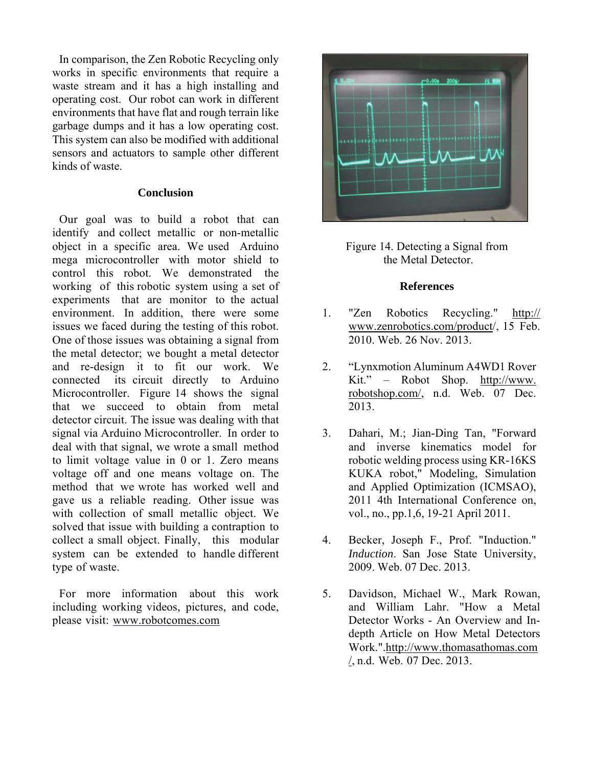In comparison, the Zen Robotic Recycling only works in specific environments that require a waste stream and it has a high installing and operating cost. Our robot can work in different environments that have flat and rough terrain like garbage dumps and it has a low operating cost. This system can also be modified with additional sensors and actuators to sample other different kinds of waste.

## Conclusion

Our goal was to build a robot that can identify and collect metallic or non-metallic object in a specific area. We used Arduino mega microcontroller with motor shield to control this robot. We demonstrated the working of this robotic system using a set of experiments that are monitor to the actual environment. In addition, there were some issues we faced during the testing of this robot. One of those issues was obtaining a signal from the metal detector; we bought a metal detector and re-design it to fit our work. We connected its circuit directly to Arduino Microcontroller. Figure 14 shows the signal that we succeed to obtain from metal detector circuit. The issue was dealing with that signal via Arduino Microcontroller. In order to deal with that signal, we wrote a small method to limit voltage value in 0 or 1. Zero means voltage off and one means voltage on. The method that we wrote has worked well and gave us a reliable reading. Other issue was with collection of small metallic object. We solved that issue with building a contraption to collect a small object. Finally, this modular system can be extended to handle different type of waste.

For more information about this work including working videos, pictures, and code, please visit: www.robotcomes.com

Figure 14. Detecting a Signal from the Metal Detector.

## References

1. "Zen Robotics Recycling." http://www.zenrobotics.com/product/, 15 Feb. 2010. Web. 26 Nov. 2013.
2. "Lynxmotion Aluminum A4WD1 Rover Kit." – Robot Shop. http://www.robotshop.com/, n.d. Web. 07 Dec. 2013.
3. Dahari, M.; Jian-Ding Tan, "Forward and inverse kinematics model for robotic welding process using KR-16KS KUKA robot," Modeling, Simulation and Applied Optimization (ICMSAO), 2011 4th International Conference on, vol., no., pp.1,6, 19-21 April 2011.
4. Becker, Joseph F., Prof. "Induction." *Induction*. San Jose State University, 2009. Web. 07 Dec. 2013.
5. Davidson, Michael W., Mark Rowan, and William Lahr. "How a Metal Detector Works - An Overview and In-depth Article on How Metal Detectors Work.".http://www.thomasathomas.com/, n.d. Web. 07 Dec. 2013.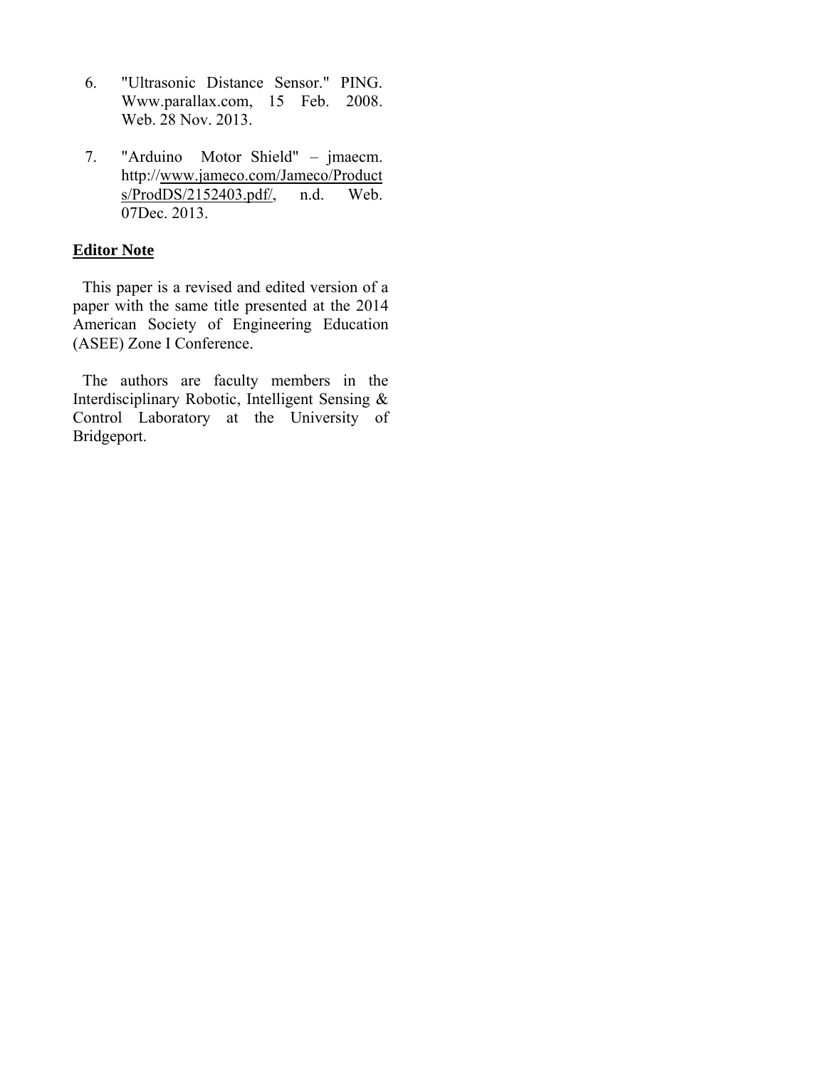6. "Ultrasonic Distance Sensor." PING. Www.parallax.com, 15 Feb. 2008. Web. 28 Nov. 2013.

7. "Arduino Motor Shield" – jmaecm. http://www.jameco.com/Jameco/Products/ProdDS/2152403.pdf/, n.d. Web. 07Dec. 2013.

## Editor Note

This paper is a revised and edited version of a paper with the same title presented at the 2014 American Society of Engineering Education (ASEE) Zone I Conference.

The authors are faculty members in the Interdisciplinary Robotic, Intelligent Sensing & Control Laboratory at the University of Bridgeport.